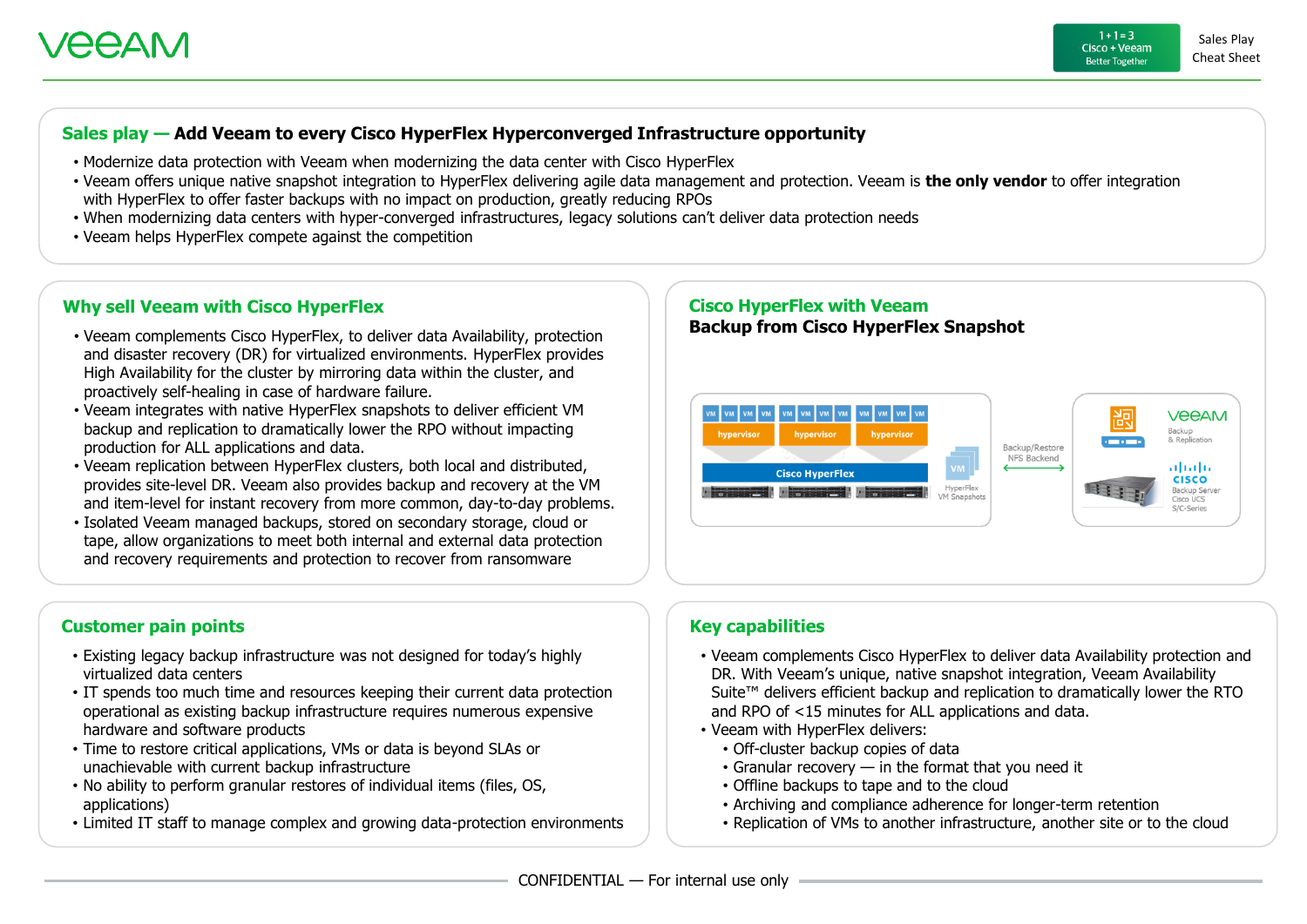# Sales play — Add Veeam to every Cisco HyperFlex Hyperconverged Infrastructure opportunity

- Modernize data protection with Veeam when modernizing the data center with Cisco HyperFlex
- Veeam offers unique native snapshot integration to HyperFlex delivering agile data management and protection. Veeam is **the only vendor** to offer integration with HyperFlex to offer faster backups with no impact on production, greatly reducing RPOs
- When modernizing data centers with hyper-converged infrastructures, legacy solutions can't deliver data protection needs
- Veeam helps HyperFlex compete against the competition

## Why sell Veeam with Cisco HyperFlex

- Veeam complements Cisco HyperFlex, to deliver data Availability, protection and disaster recovery (DR) for virtualized environments. HyperFlex provides High Availability for the cluster by mirroring data within the cluster, and proactively self-healing in case of hardware failure.
- Veeam integrates with native HyperFlex snapshots to deliver efficient VM backup and replication to dramatically lower the RPO without impacting production for ALL applications and data.
- Veeam replication between HyperFlex clusters, both local and distributed, provides site-level DR. Veeam also provides backup and recovery at the VM and item-level for instant recovery from more common, day-to-day problems.
- Isolated Veeam managed backups, stored on secondary storage, cloud or tape, allow organizations to meet both internal and external data protection and recovery requirements and protection to recover from ransomware

## Cisco HyperFlex with Veeam

### Backup from Cisco HyperFlex Snapshot

VM VM VM VM | VM VM VM VM | VM VM VM VM
hypervisor | hypervisor | hypervisor
Cisco HyperFlex
HyperFlex VM Snapshots
Backup/Restore NFS Backend
Veeam Backup & Replication
Cisco Backup Server Cisco UCS S/C-Series

## Customer pain points

- Existing legacy backup infrastructure was not designed for today's highly virtualized data centers
- IT spends too much time and resources keeping their current data protection operational as existing backup infrastructure requires numerous expensive hardware and software products
- Time to restore critical applications, VMs or data is beyond SLAs or unachievable with current backup infrastructure
- No ability to perform granular restores of individual items (files, OS, applications)
- Limited IT staff to manage complex and growing data-protection environments

## Key capabilities

- Veeam complements Cisco HyperFlex to deliver data Availability protection and DR. With Veeam's unique, native snapshot integration, Veeam Availability Suite™ delivers efficient backup and replication to dramatically lower the RTO and RPO of <15 minutes for ALL applications and data.
- Veeam with HyperFlex delivers:
  - Off-cluster backup copies of data
  - Granular recovery — in the format that you need it
  - Offline backups to tape and to the cloud
  - Archiving and compliance adherence for longer-term retention
  - Replication of VMs to another infrastructure, another site or to the cloud

CONFIDENTIAL — For internal use only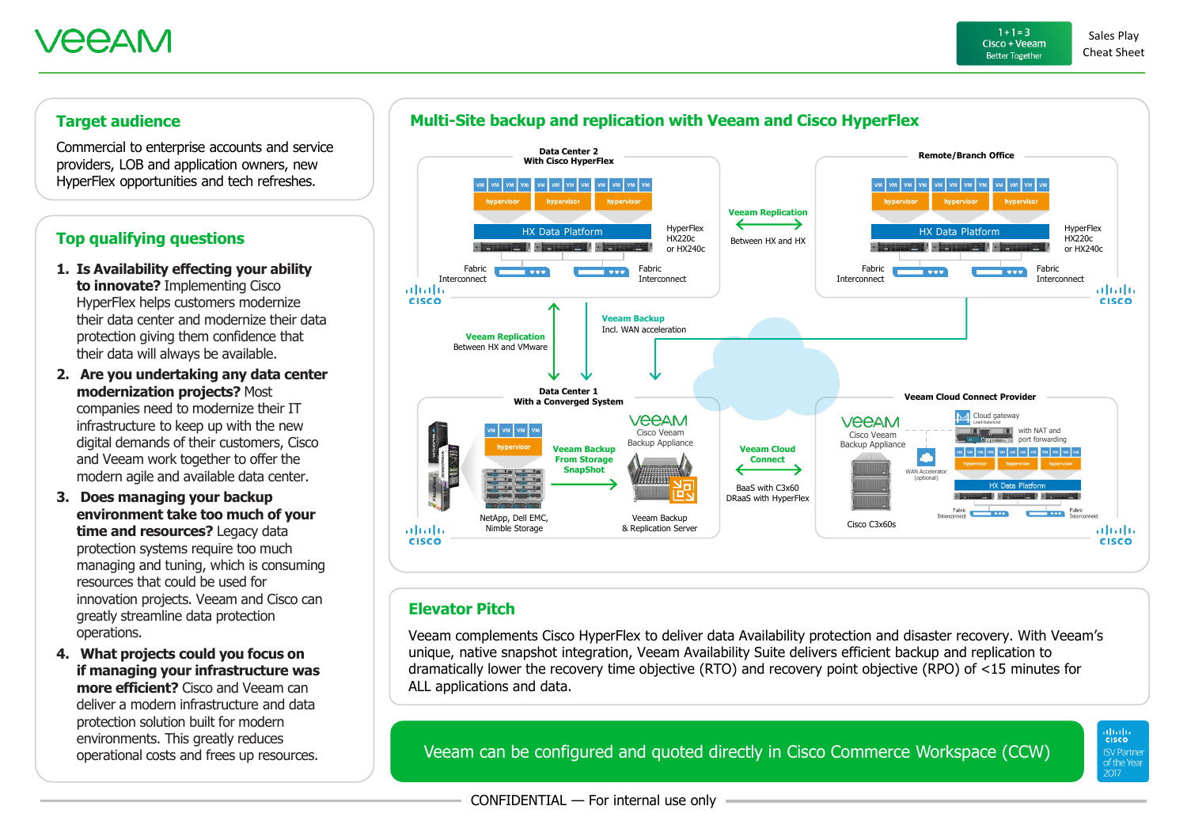1+1=3
Cisco + Veeam
Better Together

Sales Play Cheat Sheet

## Target audience

Commercial to enterprise accounts and service providers, LOB and application owners, new HyperFlex opportunities and tech refreshes.

## Top qualifying questions

1. **Is Availability effecting your ability to innovate?** Implementing Cisco HyperFlex helps customers modernize their data center and modernize their data protection giving them confidence that their data will always be available.
2. **Are you undertaking any data center modernization projects?** Most companies need to modernize their IT infrastructure to keep up with the new digital demands of their customers, Cisco and Veeam work together to offer the modern agile and available data center.
3. **Does managing your backup environment take too much of your time and resources?** Legacy data protection systems require too much managing and tuning, which is consuming resources that could be used for innovation projects. Veeam and Cisco can greatly streamline data protection operations.
4. **What projects could you focus on if managing your infrastructure was more efficient?** Cisco and Veeam can deliver a modern infrastructure and data protection solution built for modern environments. This greatly reduces operational costs and frees up resources.

## Multi-Site backup and replication with Veeam and Cisco HyperFlex

Data Center 2
With Cisco HyperFlex
VM VM VM VM VM VM VM VM VM VM VM VM
hypervisor hypervisor hypervisor
HX Data Platform
HyperFlex HX220c or HX240c
Fabric Interconnect
Fabric Interconnect

Veeam Replication
Between HX and HX

Remote/Branch Office
VM VM VM VM VM VM VM VM VM VM VM VM
hypervisor hypervisor hypervisor
HX Data Platform
HyperFlex HX220c or HX240c
Fabric Interconnect
Fabric Interconnect

Veeam Replication
Between HX and VMware

Veeam Backup
Incl. WAN acceleration

Data Center 1
With a Converged System
VM VM VM VM
hypervisor
NetApp, Dell EMC, Nimble Storage
Veeam Backup From Storage SnapShot
Cisco Veeam Backup Appliance
Veeam Backup & Replication Server

Veeam Cloud Connect
BaaS with C3x60
DRaaS with HyperFlex

Veeam Cloud Connect Provider
Cisco Veeam Backup Appliance
Cisco C3x60s
Cloud gateway
with NAT and port forwarding
WAN Accelerator (optional)
hypervisor hypervisor hypervisor
HX Data Platform
Fabric Interconnect
Fabric Interconnect

## Elevator Pitch

Veeam complements Cisco HyperFlex to deliver data Availability protection and disaster recovery. With Veeam's unique, native snapshot integration, Veeam Availability Suite delivers efficient backup and replication to dramatically lower the recovery time objective (RTO) and recovery point objective (RPO) of <15 minutes for ALL applications and data.

Veeam can be configured and quoted directly in Cisco Commerce Workspace (CCW)

Cisco ISV Partner of the Year 2017

CONFIDENTIAL — For internal use only